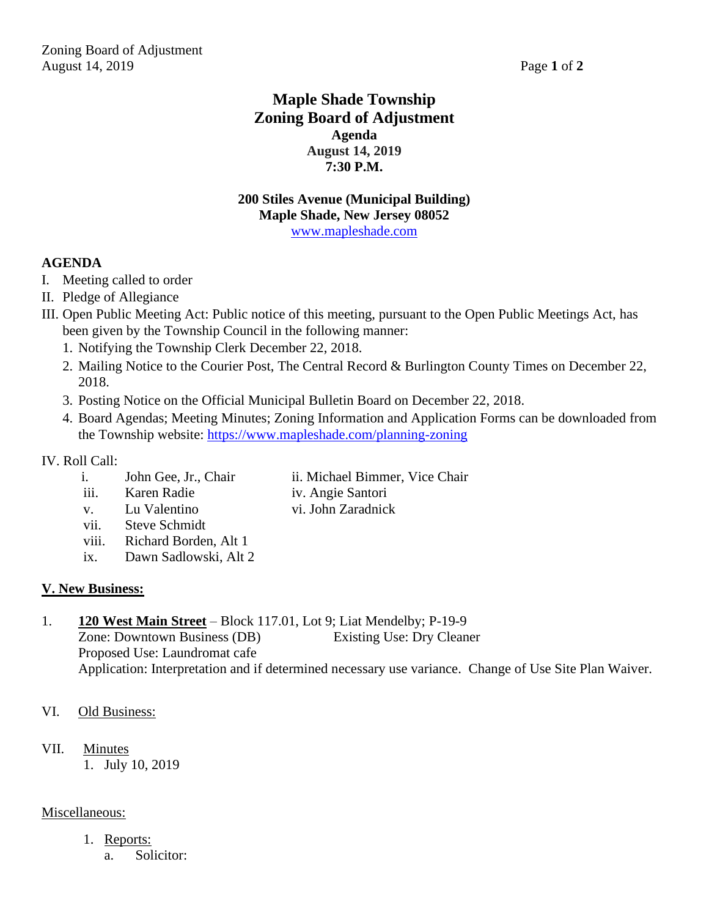# Maple Shade Township
# Zoning Board of Adjustment

**Agenda**
**August 14, 2019**
**7:30 P.M.**

**200 Stiles Avenue (Municipal Building)**
**Maple Shade, New Jersey 08052**
www.mapleshade.com

**AGENDA**

I. Meeting called to order

II. Pledge of Allegiance

III. Open Public Meeting Act: Public notice of this meeting, pursuant to the Open Public Meetings Act, has been given by the Township Council in the following manner:

1. Notifying the Township Clerk December 22, 2018.
2. Mailing Notice to the Courier Post, The Central Record & Burlington County Times on December 22, 2018.
3. Posting Notice on the Official Municipal Bulletin Board on December 22, 2018.
4. Board Agendas; Meeting Minutes; Zoning Information and Application Forms can be downloaded from the Township website: https://www.mapleshade.com/planning-zoning

IV. Roll Call:

- i. John Gee, Jr., Chair
- ii. Michael Bimmer, Vice Chair
- iii. Karen Radie
- iv. Angie Santori
- v. Lu Valentino
- vi. John Zaradnick
- vii. Steve Schmidt
- viii. Richard Borden, Alt 1
- ix. Dawn Sadlowski, Alt 2

**V. New Business:**

1. **120 West Main Street** – Block 117.01, Lot 9; Liat Mendelby; P-19-9
   Zone: Downtown Business (DB) Existing Use: Dry Cleaner
   Proposed Use: Laundromat cafe
   Application: Interpretation and if determined necessary use variance. Change of Use Site Plan Waiver.

VI. Old Business:

VII. Minutes

1. July 10, 2019

Miscellaneous:

1. Reports:
   a. Solicitor: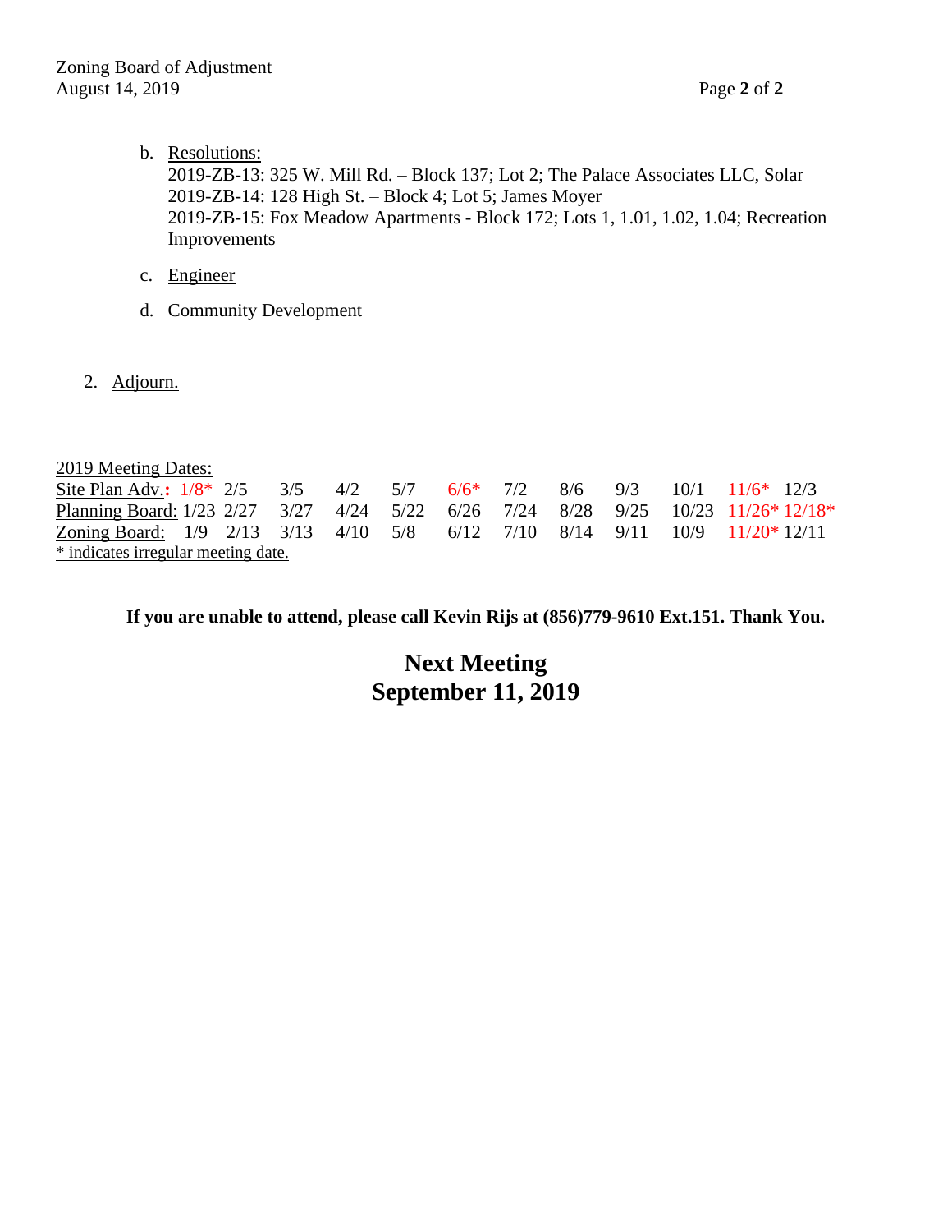b. Resolutions:
   2019-ZB-13: 325 W. Mill Rd. – Block 137; Lot 2; The Palace Associates LLC, Solar
   2019-ZB-14: 128 High St. – Block 4; Lot 5; James Moyer
   2019-ZB-15: Fox Meadow Apartments - Block 172; Lots 1, 1.01, 1.02, 1.04; Recreation Improvements

c. Engineer

d. Community Development

2. Adjourn.

2019 Meeting Dates:

| | | | | | | | | | | | | |
|---|---|---|---|---|---|---|---|---|---|---|---|---|
| Site Plan Adv.: | 1/8* | 2/5 | 3/5 | 4/2 | 5/7 | 6/6* | 7/2 | 8/6 | 9/3 | 10/1 | 11/6* | 12/3 |
| Planning Board: | 1/23 | 2/27 | 3/27 | 4/24 | 5/22 | 6/26 | 7/24 | 8/28 | 9/25 | 10/23 | 11/26* | 12/18* |
| Zoning Board: | 1/9 | 2/13 | 3/13 | 4/10 | 5/8 | 6/12 | 7/10 | 8/14 | 9/11 | 10/9 | 11/20* | 12/11 |

* indicates irregular meeting date.

**If you are unable to attend, please call Kevin Rijs at (856)779-9610 Ext.151. Thank You.**

## Next Meeting
## September 11, 2019